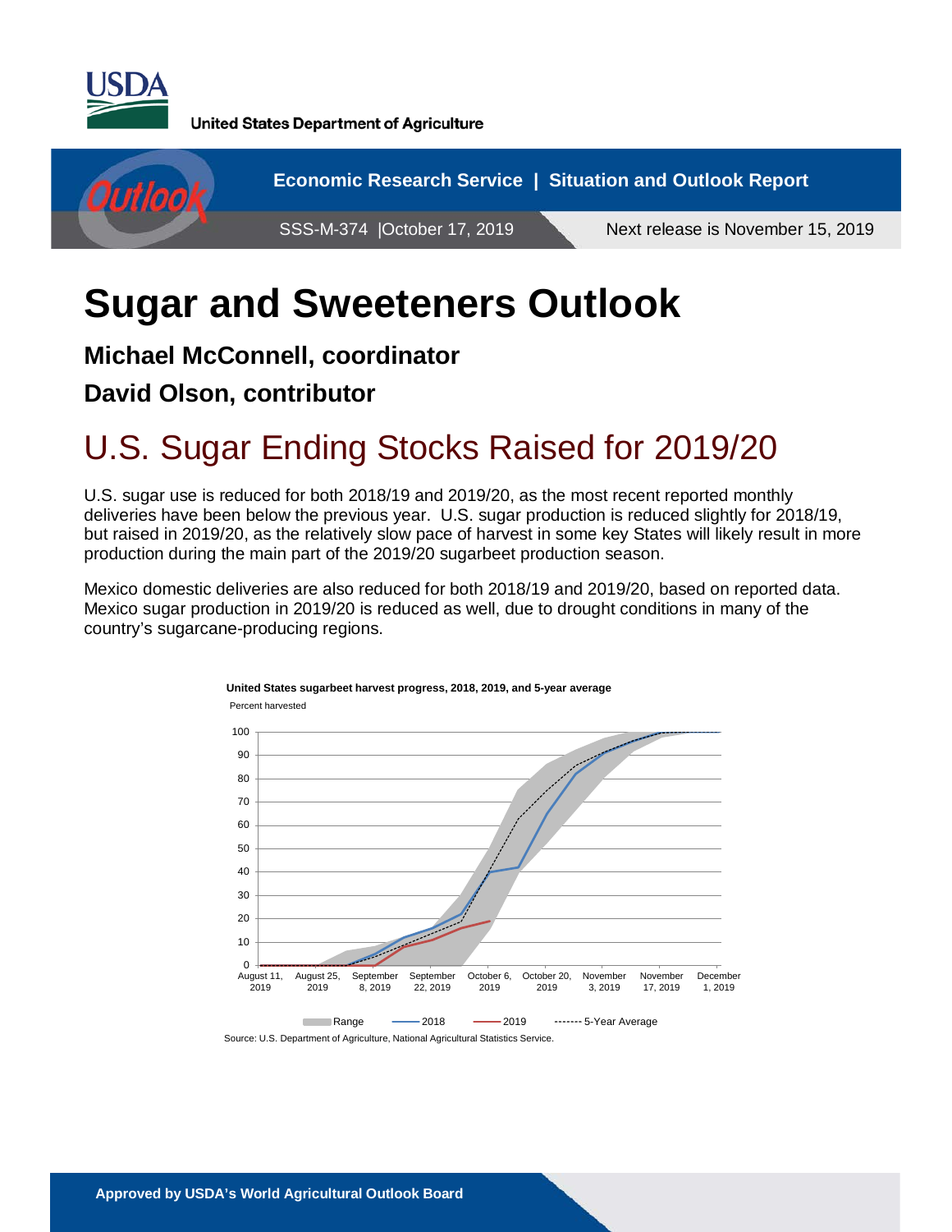United States Department of Agriculture

Economic Research Service | Situation and Outlook Report

SSS-M-374 | October 17, 2019

Next release is November 15, 2019

# Sugar and Sweeteners Outlook

**Michael McConnell, coordinator**

**David Olson, contributor**

## U.S. Sugar Ending Stocks Raised for 2019/20

U.S. sugar use is reduced for both 2018/19 and 2019/20, as the most recent reported monthly deliveries have been below the previous year. U.S. sugar production is reduced slightly for 2018/19, but raised in 2019/20, as the relatively slow pace of harvest in some key States will likely result in more production during the main part of the 2019/20 sugarbeet production season.

Mexico domestic deliveries are also reduced for both 2018/19 and 2019/20, based on reported data. Mexico sugar production in 2019/20 is reduced as well, due to drought conditions in many of the country's sugarcane-producing regions.

**United States sugarbeet harvest progress, 2018, 2019, and 5-year average**

Percent harvested

Source: U.S. Department of Agriculture, National Agricultural Statistics Service.

**Approved by USDA's World Agricultural Outlook Board**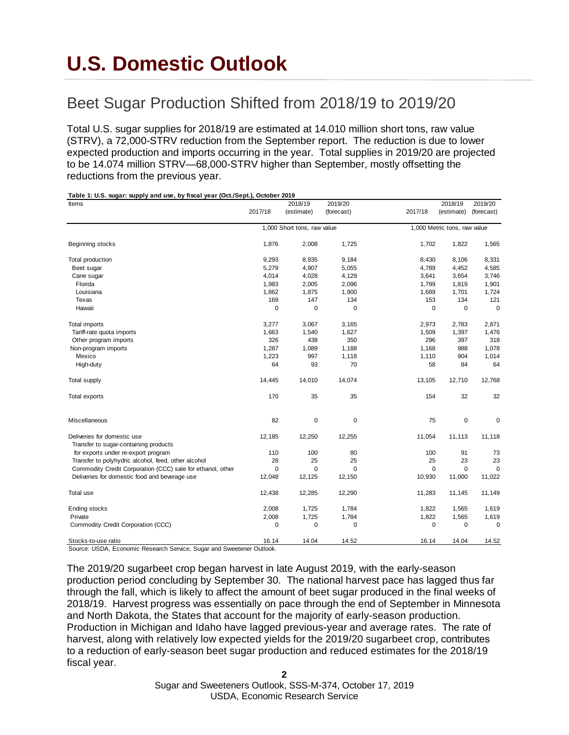// U.S. Domestic Outlook

# U.S. Domestic Outlook

## Beet Sugar Production Shifted from 2018/19 to 2019/20

Total U.S. sugar supplies for 2018/19 are estimated at 14.010 million short tons, raw value (STRV), a 72,000-STRV reduction from the September report. The reduction is due to lower expected production and imports occurring in the year. Total supplies in 2019/20 are projected to be 14.074 million STRV—68,000-STRV higher than September, mostly offsetting the reductions from the previous year.

**Table 1: U.S. sugar: supply and use, by fiscal year (Oct./Sept.), October 2019**

| Items | 2017/18 | 2018/19 (estimate) | 2019/20 (forecast) | 2017/18 | 2018/19 (estimate) | 2019/20 (forecast) |
|---|---|---|---|---|---|---|
| | 1,000 Short tons, raw value | | | 1,000 Metric tons, raw value | | |
| Beginning stocks | 1,876 | 2,008 | 1,725 | 1,702 | 1,822 | 1,565 |
| Total production | 9,293 | 8,935 | 9,184 | 8,430 | 8,106 | 8,331 |
| Beet sugar | 5,279 | 4,907 | 5,055 | 4,789 | 4,452 | 4,585 |
| Cane sugar | 4,014 | 4,028 | 4,129 | 3,641 | 3,654 | 3,746 |
| Florida | 1,983 | 2,005 | 2,096 | 1,799 | 1,819 | 1,901 |
| Louisiana | 1,862 | 1,875 | 1,900 | 1,689 | 1,701 | 1,724 |
| Texas | 169 | 147 | 134 | 153 | 134 | 121 |
| Hawaii | 0 | 0 | 0 | 0 | 0 | 0 |
| Total imports | 3,277 | 3,067 | 3,165 | 2,973 | 2,783 | 2,871 |
| Tariff-rate quota imports | 1,663 | 1,540 | 1,627 | 1,509 | 1,397 | 1,476 |
| Other program imports | 326 | 438 | 350 | 296 | 397 | 318 |
| Non-program imports | 1,287 | 1,089 | 1,188 | 1,168 | 988 | 1,078 |
| Mexico | 1,223 | 997 | 1,118 | 1,110 | 904 | 1,014 |
| High-duty | 64 | 93 | 70 | 58 | 84 | 64 |
| Total supply | 14,445 | 14,010 | 14,074 | 13,105 | 12,710 | 12,768 |
| Total exports | 170 | 35 | 35 | 154 | 32 | 32 |
| Miscellaneous | 82 | 0 | 0 | 75 | 0 | 0 |
| Deliveries for domestic use | 12,185 | 12,250 | 12,255 | 11,054 | 11,113 | 11,118 |
| Transfer to sugar-containing products for exports under re-export program | 110 | 100 | 80 | 100 | 91 | 73 |
| Transfer to polyhydric alcohol, feed, other alcohol | 28 | 25 | 25 | 25 | 23 | 23 |
| Commodity Credit Corporation (CCC) sale for ethanol, other | 0 | 0 | 0 | 0 | 0 | 0 |
| Deliveries for domestic food and beverage use | 12,048 | 12,125 | 12,150 | 10,930 | 11,000 | 11,022 |
| Total use | 12,438 | 12,285 | 12,290 | 11,283 | 11,145 | 11,149 |
| Ending stocks | 2,008 | 1,725 | 1,784 | 1,822 | 1,565 | 1,619 |
| Private | 2,008 | 1,725 | 1,784 | 1,822 | 1,565 | 1,619 |
| Commodity Credit Corporation (CCC) | 0 | 0 | 0 | 0 | 0 | 0 |
| Stocks-to-use ratio | 16.14 | 14.04 | 14.52 | 16.14 | 14.04 | 14.52 |

Source: USDA, Economic Research Service, Sugar and Sweetener Outlook.

The 2019/20 sugarbeet crop began harvest in late August 2019, with the early-season production period concluding by September 30. The national harvest pace has lagged thus far through the fall, which is likely to affect the amount of beet sugar produced in the final weeks of 2018/19. Harvest progress was essentially on pace through the end of September in Minnesota and North Dakota, the States that account for the majority of early-season production. Production in Michigan and Idaho have lagged previous-year and average rates. The rate of harvest, along with relatively low expected yields for the 2019/20 sugarbeet crop, contributes to a reduction of early-season beet sugar production and reduced estimates for the 2018/19 fiscal year.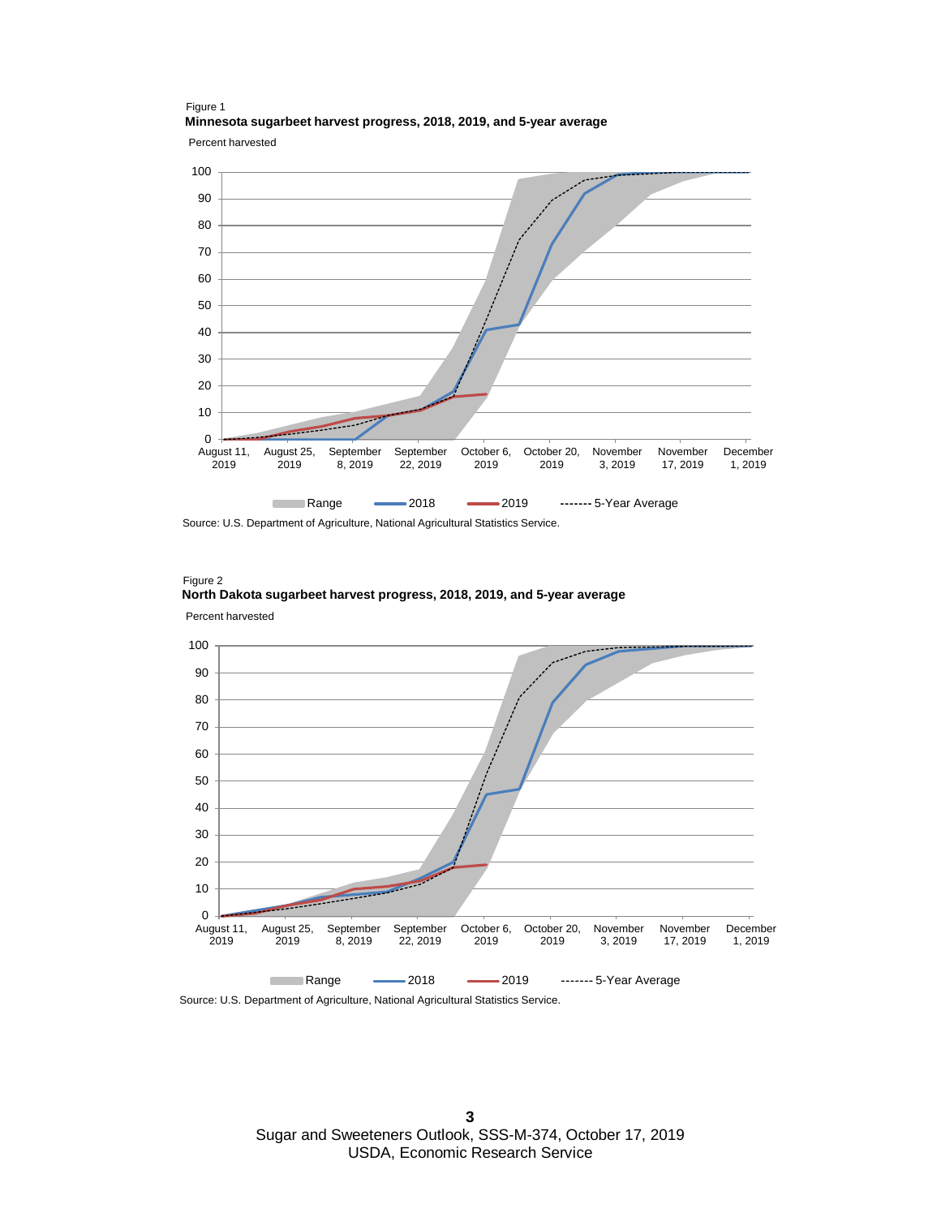Figure 1

**Minnesota sugarbeet harvest progress, 2018, 2019, and 5-year average**

Percent harvested

Range — 2018 — 2019 ------- 5-Year Average

Source: U.S. Department of Agriculture, National Agricultural Statistics Service.

Figure 2

**North Dakota sugarbeet harvest progress, 2018, 2019, and 5-year average**

Percent harvested

Range — 2018 — 2019 ------- 5-Year Average

Source: U.S. Department of Agriculture, National Agricultural Statistics Service.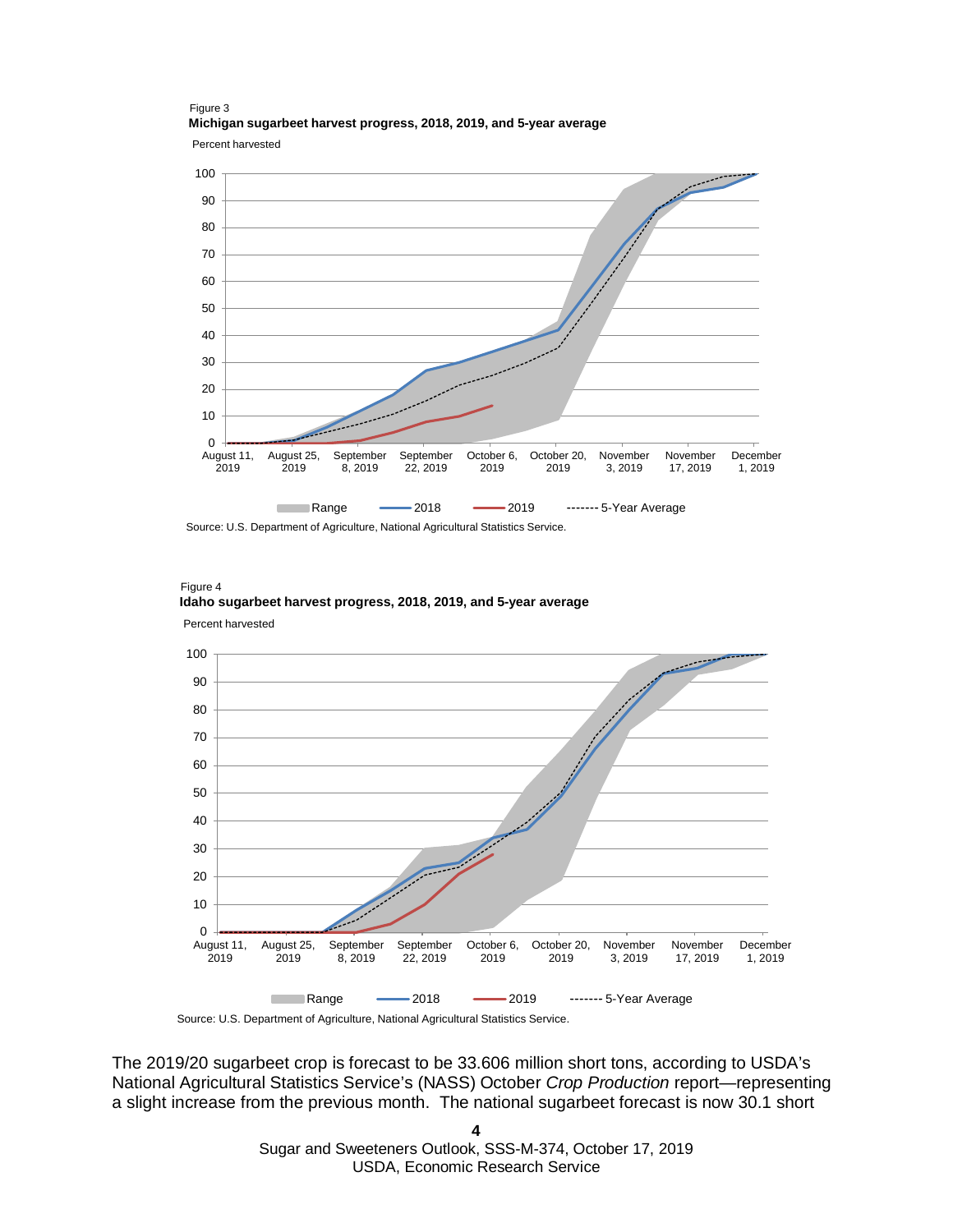Figure 3

**Michigan sugarbeet harvest progress, 2018, 2019, and 5-year average**

Percent harvested

Range — 2018 — 2019 ------- 5-Year Average

Source: U.S. Department of Agriculture, National Agricultural Statistics Service.

Figure 4

**Idaho sugarbeet harvest progress, 2018, 2019, and 5-year average**

Percent harvested

Range — 2018 — 2019 ------- 5-Year Average

Source: U.S. Department of Agriculture, National Agricultural Statistics Service.

The 2019/20 sugarbeet crop is forecast to be 33.606 million short tons, according to USDA's National Agricultural Statistics Service's (NASS) October *Crop Production* report—representing a slight increase from the previous month. The national sugarbeet forecast is now 30.1 short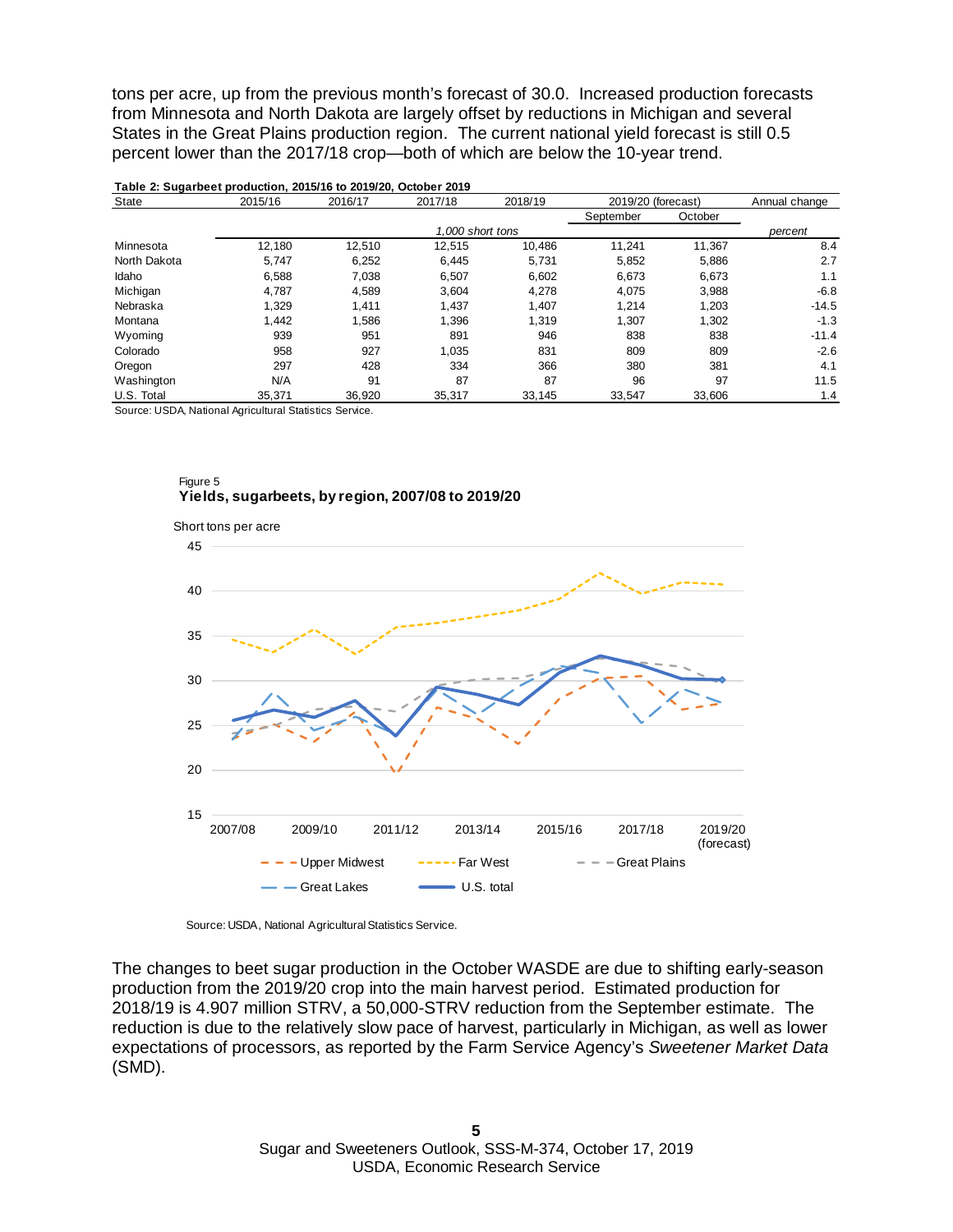tons per acre, up from the previous month's forecast of 30.0. Increased production forecasts from Minnesota and North Dakota are largely offset by reductions in Michigan and several States in the Great Plains production region. The current national yield forecast is still 0.5 percent lower than the 2017/18 crop—both of which are below the 10-year trend.

**Table 2: Sugarbeet production, 2015/16 to 2019/20, October 2019**

| State | 2015/16 | 2016/17 | 2017/18 | 2018/19 | 2019/20 (forecast) | | Annual change |
|---|---|---|---|---|---|---|---|
| | | | | | September | October | |
| | *1,000 short tons* | | | | | | *percent* |
| Minnesota | 12,180 | 12,510 | 12,515 | 10,486 | 11,241 | 11,367 | 8.4 |
| North Dakota | 5,747 | 6,252 | 6,445 | 5,731 | 5,852 | 5,886 | 2.7 |
| Idaho | 6,588 | 7,038 | 6,507 | 6,602 | 6,673 | 6,673 | 1.1 |
| Michigan | 4,787 | 4,589 | 3,604 | 4,278 | 4,075 | 3,988 | -6.8 |
| Nebraska | 1,329 | 1,411 | 1,437 | 1,407 | 1,214 | 1,203 | -14.5 |
| Montana | 1,442 | 1,586 | 1,396 | 1,319 | 1,307 | 1,302 | -1.3 |
| Wyoming | 939 | 951 | 891 | 946 | 838 | 838 | -11.4 |
| Colorado | 958 | 927 | 1,035 | 831 | 809 | 809 | -2.6 |
| Oregon | 297 | 428 | 334 | 366 | 380 | 381 | 4.1 |
| Washington | N/A | 91 | 87 | 87 | 96 | 97 | 11.5 |
| U.S. Total | 35,371 | 36,920 | 35,317 | 33,145 | 33,547 | 33,606 | 1.4 |

Source: USDA, National Agricultural Statistics Service.

Figure 5
**Yields, sugarbeets, by region, 2007/08 to 2019/20**

Source: USDA, National Agricultural Statistics Service.

The changes to beet sugar production in the October WASDE are due to shifting early-season production from the 2019/20 crop into the main harvest period. Estimated production for 2018/19 is 4.907 million STRV, a 50,000-STRV reduction from the September estimate. The reduction is due to the relatively slow pace of harvest, particularly in Michigan, as well as lower expectations of processors, as reported by the Farm Service Agency's *Sweetener Market Data* (SMD).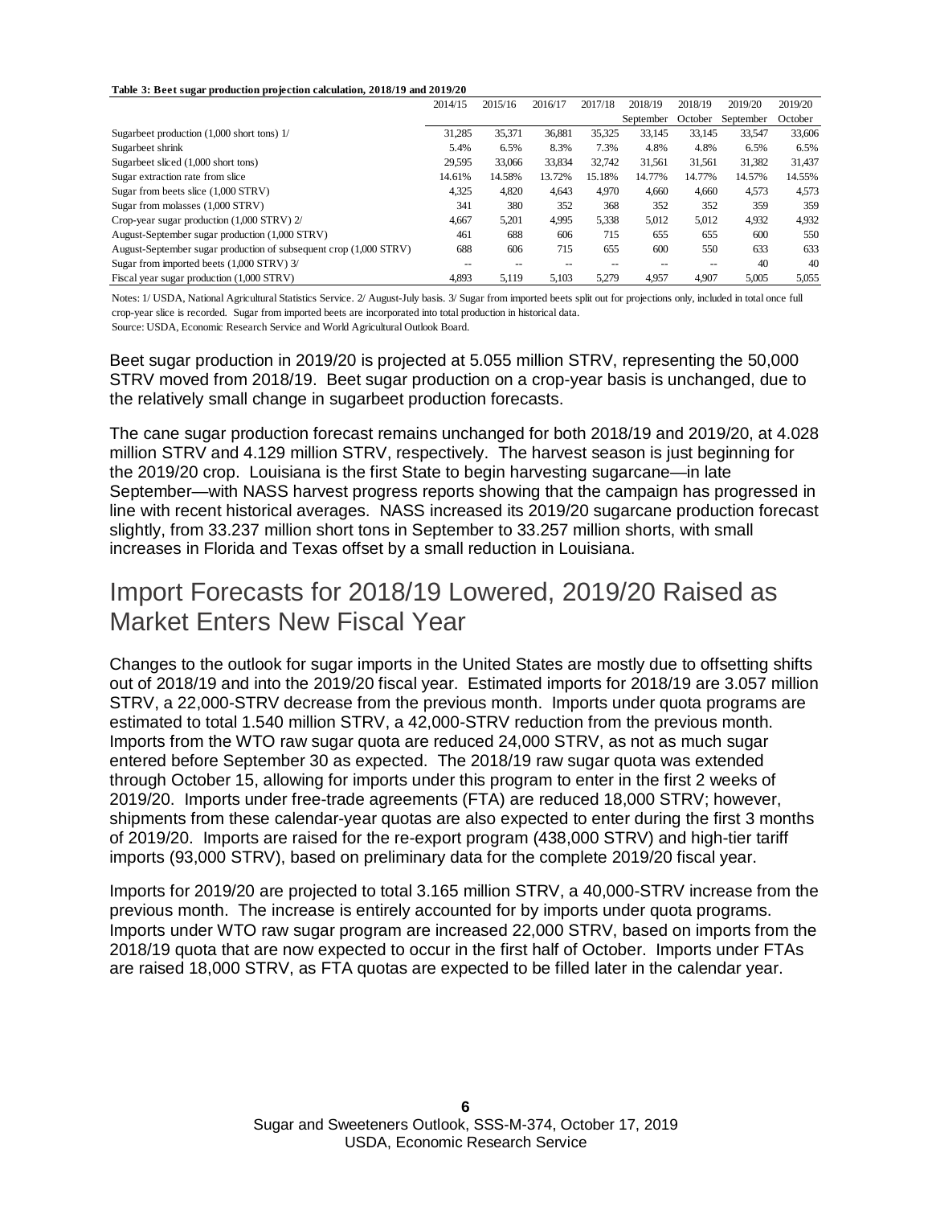**Table 3: Beet sugar production projection calculation, 2018/19 and 2019/20**

| | 2014/15 | 2015/16 | 2016/17 | 2017/18 | 2018/19 September | 2018/19 October | 2019/20 September | 2019/20 October |
|---|---|---|---|---|---|---|---|---|
| Sugarbeet production (1,000 short tons) 1/ | 31,285 | 35,371 | 36,881 | 35,325 | 33,145 | 33,145 | 33,547 | 33,606 |
| Sugarbeet shrink | 5.4% | 6.5% | 8.3% | 7.3% | 4.8% | 4.8% | 6.5% | 6.5% |
| Sugarbeet sliced (1,000 short tons) | 29,595 | 33,066 | 33,834 | 32,742 | 31,561 | 31,561 | 31,382 | 31,437 |
| Sugar extraction rate from slice | 14.61% | 14.58% | 13.72% | 15.18% | 14.77% | 14.77% | 14.57% | 14.55% |
| Sugar from beets slice (1,000 STRV) | 4,325 | 4,820 | 4,643 | 4,970 | 4,660 | 4,660 | 4,573 | 4,573 |
| Sugar from molasses (1,000 STRV) | 341 | 380 | 352 | 368 | 352 | 352 | 359 | 359 |
| Crop-year sugar production (1,000 STRV) 2/ | 4,667 | 5,201 | 4,995 | 5,338 | 5,012 | 5,012 | 4,932 | 4,932 |
| August-September sugar production (1,000 STRV) | 461 | 688 | 606 | 715 | 655 | 655 | 600 | 550 |
| August-September sugar production of subsequent crop (1,000 STRV) | 688 | 606 | 715 | 655 | 600 | 550 | 633 | 633 |
| Sugar from imported beets (1,000 STRV) 3/ | -- | -- | -- | -- | -- | -- | 40 | 40 |
| Fiscal year sugar production (1,000 STRV) | 4,893 | 5,119 | 5,103 | 5,279 | 4,957 | 4,907 | 5,005 | 5,055 |

Notes: 1/ USDA, National Agricultural Statistics Service. 2/ August-July basis. 3/ Sugar from imported beets split out for projections only, included in total once full crop-year slice is recorded. Sugar from imported beets are incorporated into total production in historical data.
Source: USDA, Economic Research Service and World Agricultural Outlook Board.

Beet sugar production in 2019/20 is projected at 5.055 million STRV, representing the 50,000 STRV moved from 2018/19. Beet sugar production on a crop-year basis is unchanged, due to the relatively small change in sugarbeet production forecasts.

The cane sugar production forecast remains unchanged for both 2018/19 and 2019/20, at 4.028 million STRV and 4.129 million STRV, respectively. The harvest season is just beginning for the 2019/20 crop. Louisiana is the first State to begin harvesting sugarcane—in late September—with NASS harvest progress reports showing that the campaign has progressed in line with recent historical averages. NASS increased its 2019/20 sugarcane production forecast slightly, from 33.237 million short tons in September to 33.257 million shorts, with small increases in Florida and Texas offset by a small reduction in Louisiana.

## Import Forecasts for 2018/19 Lowered, 2019/20 Raised as Market Enters New Fiscal Year

Changes to the outlook for sugar imports in the United States are mostly due to offsetting shifts out of 2018/19 and into the 2019/20 fiscal year. Estimated imports for 2018/19 are 3.057 million STRV, a 22,000-STRV decrease from the previous month. Imports under quota programs are estimated to total 1.540 million STRV, a 42,000-STRV reduction from the previous month. Imports from the WTO raw sugar quota are reduced 24,000 STRV, as not as much sugar entered before September 30 as expected. The 2018/19 raw sugar quota was extended through October 15, allowing for imports under this program to enter in the first 2 weeks of 2019/20. Imports under free-trade agreements (FTA) are reduced 18,000 STRV; however, shipments from these calendar-year quotas are also expected to enter during the first 3 months of 2019/20. Imports are raised for the re-export program (438,000 STRV) and high-tier tariff imports (93,000 STRV), based on preliminary data for the complete 2019/20 fiscal year.

Imports for 2019/20 are projected to total 3.165 million STRV, a 40,000-STRV increase from the previous month. The increase is entirely accounted for by imports under quota programs. Imports under WTO raw sugar program are increased 22,000 STRV, based on imports from the 2018/19 quota that are now expected to occur in the first half of October. Imports under FTAs are raised 18,000 STRV, as FTA quotas are expected to be filled later in the calendar year.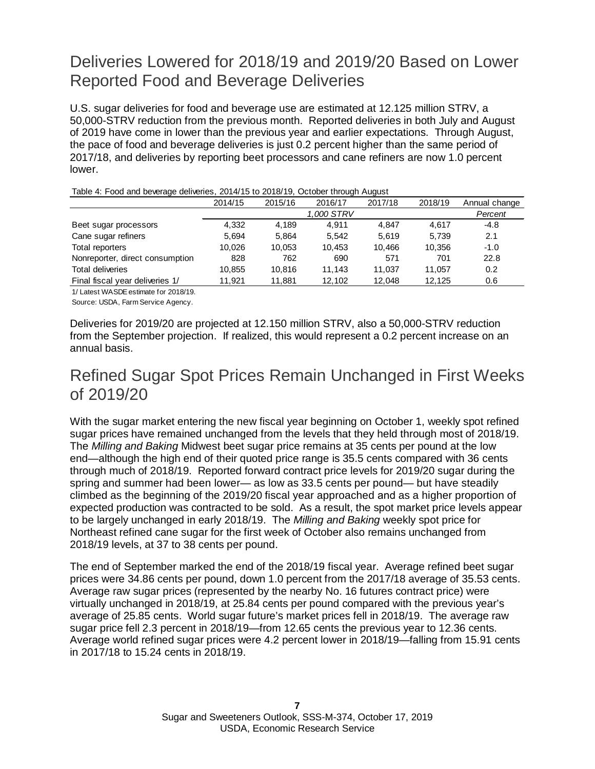## Deliveries Lowered for 2018/19 and 2019/20 Based on Lower Reported Food and Beverage Deliveries

U.S. sugar deliveries for food and beverage use are estimated at 12.125 million STRV, a 50,000-STRV reduction from the previous month. Reported deliveries in both July and August of 2019 have come in lower than the previous year and earlier expectations. Through August, the pace of food and beverage deliveries is just 0.2 percent higher than the same period of 2017/18, and deliveries by reporting beet processors and cane refiners are now 1.0 percent lower.

Table 4: Food and beverage deliveries, 2014/15 to 2018/19, October through August

| | 2014/15 | 2015/16 | 2016/17 | 2017/18 | 2018/19 | Annual change |
|---|---|---|---|---|---|---|
| | | | *1,000 STRV* | | | *Percent* |
| Beet sugar processors | 4,332 | 4,189 | 4,911 | 4,847 | 4,617 | -4.8 |
| Cane sugar refiners | 5,694 | 5,864 | 5,542 | 5,619 | 5,739 | 2.1 |
| Total reporters | 10,026 | 10,053 | 10,453 | 10,466 | 10,356 | -1.0 |
| Nonreporter, direct consumption | 828 | 762 | 690 | 571 | 701 | 22.8 |
| Total deliveries | 10,855 | 10,816 | 11,143 | 11,037 | 11,057 | 0.2 |
| Final fiscal year deliveries 1/ | 11,921 | 11,881 | 12,102 | 12,048 | 12,125 | 0.6 |

1/ Latest WASDE estimate for 2018/19.

Source: USDA, Farm Service Agency.

Deliveries for 2019/20 are projected at 12.150 million STRV, also a 50,000-STRV reduction from the September projection. If realized, this would represent a 0.2 percent increase on an annual basis.

## Refined Sugar Spot Prices Remain Unchanged in First Weeks of 2019/20

With the sugar market entering the new fiscal year beginning on October 1, weekly spot refined sugar prices have remained unchanged from the levels that they held through most of 2018/19. The *Milling and Baking* Midwest beet sugar price remains at 35 cents per pound at the low end—although the high end of their quoted price range is 35.5 cents compared with 36 cents through much of 2018/19. Reported forward contract price levels for 2019/20 sugar during the spring and summer had been lower— as low as 33.5 cents per pound— but have steadily climbed as the beginning of the 2019/20 fiscal year approached and as a higher proportion of expected production was contracted to be sold. As a result, the spot market price levels appear to be largely unchanged in early 2018/19. The *Milling and Baking* weekly spot price for Northeast refined cane sugar for the first week of October also remains unchanged from 2018/19 levels, at 37 to 38 cents per pound.

The end of September marked the end of the 2018/19 fiscal year. Average refined beet sugar prices were 34.86 cents per pound, down 1.0 percent from the 2017/18 average of 35.53 cents. Average raw sugar prices (represented by the nearby No. 16 futures contract price) were virtually unchanged in 2018/19, at 25.84 cents per pound compared with the previous year's average of 25.85 cents. World sugar future's market prices fell in 2018/19. The average raw sugar price fell 2.3 percent in 2018/19—from 12.65 cents the previous year to 12.36 cents. Average world refined sugar prices were 4.2 percent lower in 2018/19—falling from 15.91 cents in 2017/18 to 15.24 cents in 2018/19.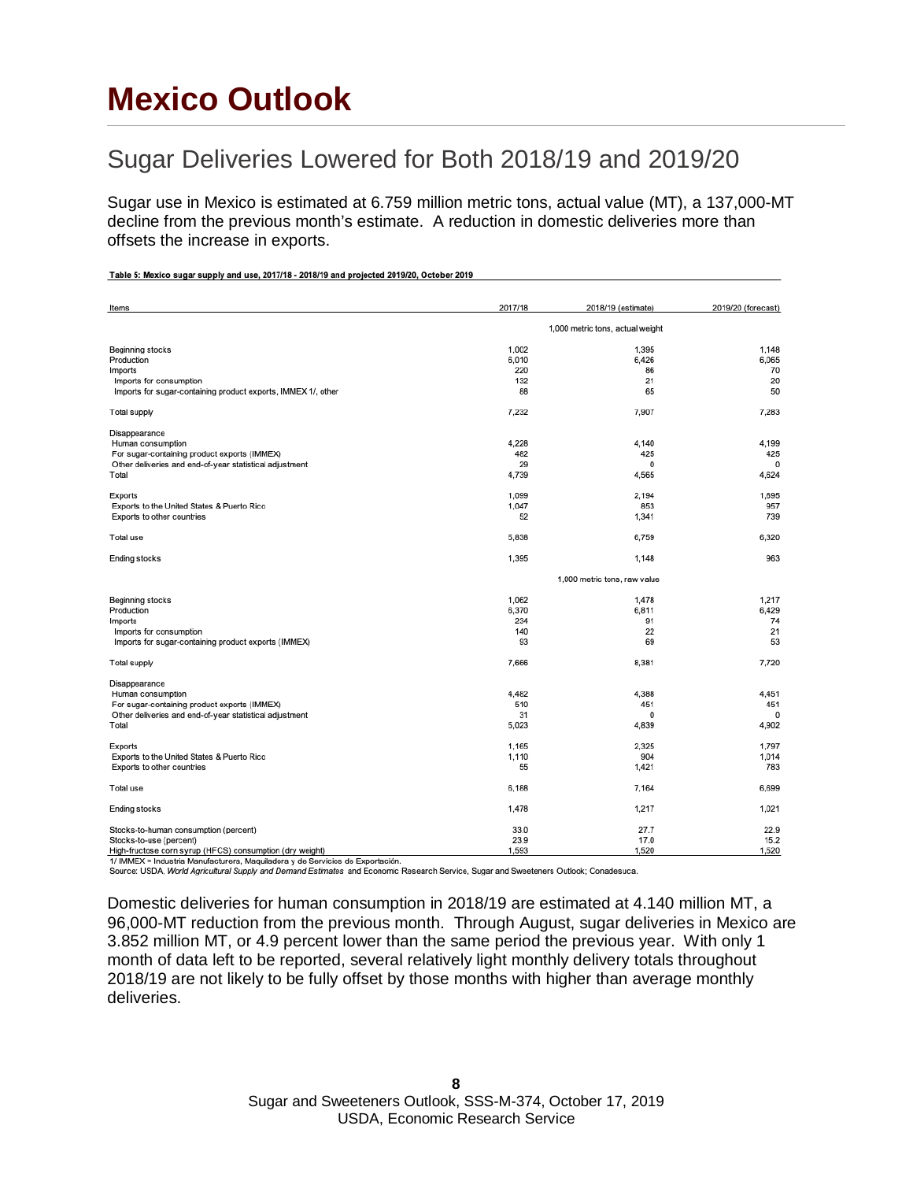# Mexico Outlook

## Sugar Deliveries Lowered for Both 2018/19 and 2019/20

Sugar use in Mexico is estimated at 6.759 million metric tons, actual value (MT), a 137,000-MT decline from the previous month's estimate. A reduction in domestic deliveries more than offsets the increase in exports.

**Table 5: Mexico sugar supply and use, 2017/18 - 2018/19 and projected 2019/20, October 2019**

| Items | 2017/18 | 2018/19 (estimate) | 2019/20 (forecast) |
|---|---|---|---|
| | | 1,000 metric tons, actual weight | |
| Beginning stocks | 1,002 | 1,395 | 1,148 |
| Production | 6,010 | 6,426 | 6,065 |
| Imports | 220 | 86 | 70 |
| Imports for consumption | 132 | 21 | 20 |
| Imports for sugar-containing product exports, IMMEX 1/, other | 88 | 65 | 50 |
| Total supply | 7,232 | 7,907 | 7,283 |
| Disappearance | | | |
| Human consumption | 4,228 | 4,140 | 4,199 |
| For sugar-containing product exports (IMMEX) | 482 | 425 | 425 |
| Other deliveries and end-of-year statistical adjustment | 29 | 0 | 0 |
| Total | 4,739 | 4,565 | 4,624 |
| Exports | 1,099 | 2,194 | 1,695 |
| Exports to the United States & Puerto Rico | 1,047 | 853 | 957 |
| Exports to other countries | 52 | 1,341 | 739 |
| Total use | 5,838 | 6,759 | 6,320 |
| Ending stocks | 1,395 | 1,148 | 963 |
| | | 1,000 metric tons, raw value | |
| Beginning stocks | 1,062 | 1,478 | 1,217 |
| Production | 6,370 | 6,811 | 6,429 |
| Imports | 234 | 91 | 74 |
| Imports for consumption | 140 | 22 | 21 |
| Imports for sugar-containing product exports (IMMEX) | 93 | 69 | 53 |
| Total supply | 7,666 | 8,381 | 7,720 |
| Disappearance | | | |
| Human consumption | 4,482 | 4,388 | 4,451 |
| For sugar-containing product exports (IMMEX) | 510 | 451 | 451 |
| Other deliveries and end-of-year statistical adjustment | 31 | 0 | 0 |
| Total | 5,023 | 4,839 | 4,902 |
| Exports | 1,165 | 2,325 | 1,797 |
| Exports to the United States & Puerto Rico | 1,110 | 904 | 1,014 |
| Exports to other countries | 55 | 1,421 | 783 |
| Total use | 6,188 | 7,164 | 6,699 |
| Ending stocks | 1,478 | 1,217 | 1,021 |
| Stocks-to-human consumption (percent) | 33.0 | 27.7 | 22.9 |
| Stocks-to-use (percent) | 23.9 | 17.0 | 15.2 |
| High-fructose corn syrup (HFCS) consumption (dry weight) | 1,593 | 1,520 | 1,520 |

1/ IMMEX = Industria Manufacturera, Maquiladora y de Servicios de Exportación.
Source: USDA, *World Agricultural Supply and Demand Estimates* and Economic Research Service, Sugar and Sweeteners Outlook; Conadesuca.

Domestic deliveries for human consumption in 2018/19 are estimated at 4.140 million MT, a 96,000-MT reduction from the previous month. Through August, sugar deliveries in Mexico are 3.852 million MT, or 4.9 percent lower than the same period the previous year. With only 1 month of data left to be reported, several relatively light monthly delivery totals throughout 2018/19 are not likely to be fully offset by those months with higher than average monthly deliveries.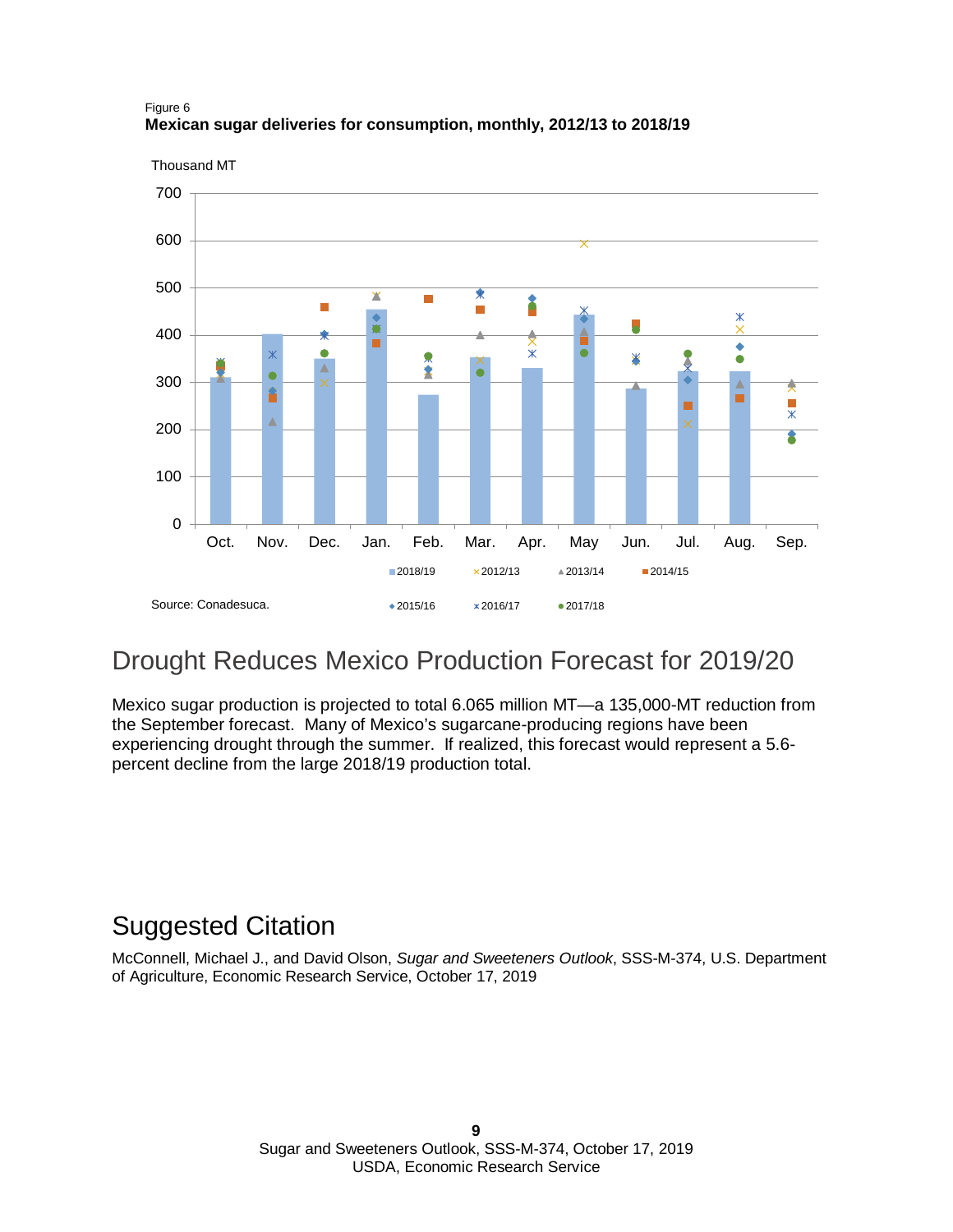Figure 6

**Mexican sugar deliveries for consumption, monthly, 2012/13 to 2018/19**

Thousand MT

700
600
500
400
300
200
100
0

Oct. Nov. Dec. Jan. Feb. Mar. Apr. May Jun. Jul. Aug. Sep.

2018/19 2012/13 2013/14 2014/15 2015/16 2016/17 2017/18

Source: Conadesuca.

## Drought Reduces Mexico Production Forecast for 2019/20

Mexico sugar production is projected to total 6.065 million MT—a 135,000-MT reduction from the September forecast. Many of Mexico's sugarcane-producing regions have been experiencing drought through the summer. If realized, this forecast would represent a 5.6-percent decline from the large 2018/19 production total.

## Suggested Citation

McConnell, Michael J., and David Olson, *Sugar and Sweeteners Outlook*, SSS-M-374, U.S. Department of Agriculture, Economic Research Service, October 17, 2019